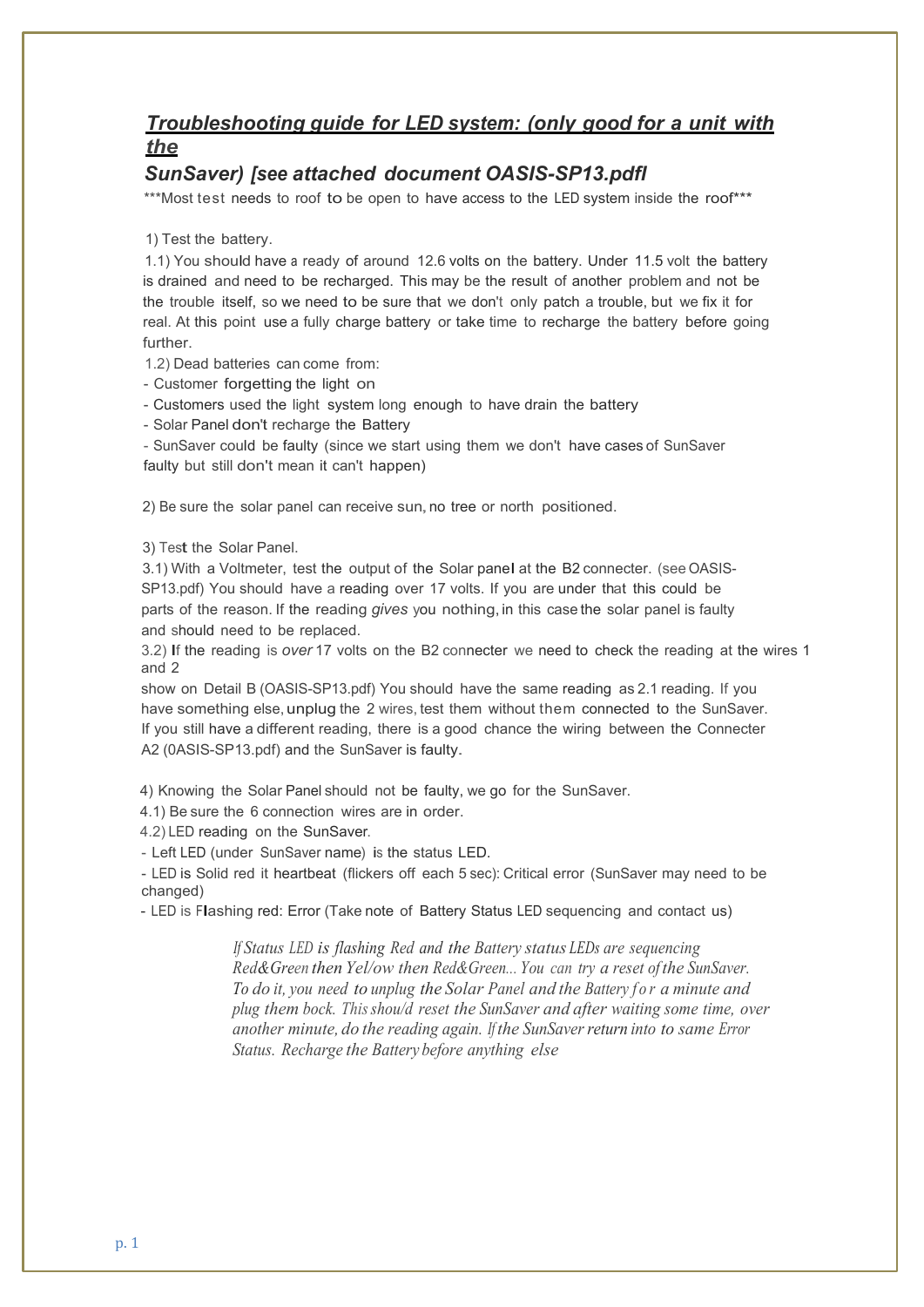## *Troubleshooting guide for LED system: (only good for a unit with the SunSaver) [see attached document OASIS-SP13.pdfl*

***Most test needs to roof to be open to have access to the LED system inside the roof***

1) Test the battery.

1.1) You should have a ready of around 12.6 volts on the battery. Under 11.5 volt the battery is drained and need to be recharged. This may be the result of another problem and not be the trouble itself, so we need to be sure that we don't only patch a trouble, but we fix it for real. At this point use a fully charge battery or take time to recharge the battery before going further.

1.2) Dead batteries can come from:

- Customer forgetting the light on
- Customers used the light system long enough to have drain the battery
- Solar Panel don't recharge the Battery
- SunSaver could be faulty (since we start using them we don't have cases of SunSaver faulty but still don't mean it can't happen)

2) Be sure the solar panel can receive sun, no tree or north positioned.

3) Test the Solar Panel.

3.1) With a Voltmeter, test the output of the Solar panel at the B2 connecter. (see OASIS-SP13.pdf) You should have a reading over 17 volts. If you are under that this could be parts of the reason. If the reading *gives* you nothing, in this case the solar panel is faulty and should need to be replaced.

3.2) If the reading is *over* 17 volts on the B2 connecter we need to check the reading at the wires 1 and 2 show on Detail B (OASIS-SP13.pdf) You should have the same reading as 2.1 reading. If you have something else, unplug the 2 wires, test them without them connected to the SunSaver. If you still have a different reading, there is a good chance the wiring between the Connecter A2 (0ASIS-SP13.pdf) and the SunSaver is faulty.

4) Knowing the Solar Panel should not be faulty, we go for the SunSaver.

4.1) Be sure the 6 connection wires are in order.

4.2) LED reading on the SunSaver.

- Left LED (under SunSaver name) is the status LED.
- LED is Solid red it heartbeat (flickers off each 5 sec): Critical error (SunSaver may need to be changed)
- LED is Flashing red: Error (Take note of Battery Status LED sequencing and contact us)

> *If Status LED is flashing Red and the Battery status LEDs are sequencing Red&Green then Yel/ow then Red&Green... You can try a reset of the SunSaver. To do it, you need to unplug the Solar Panel and the Battery f o r a minute and plug them bock. This show/d reset the SunSaver and after waiting some time, over another minute, do the reading again. If the SunSaver return into to same Error Status. Recharge the Battery before anything else*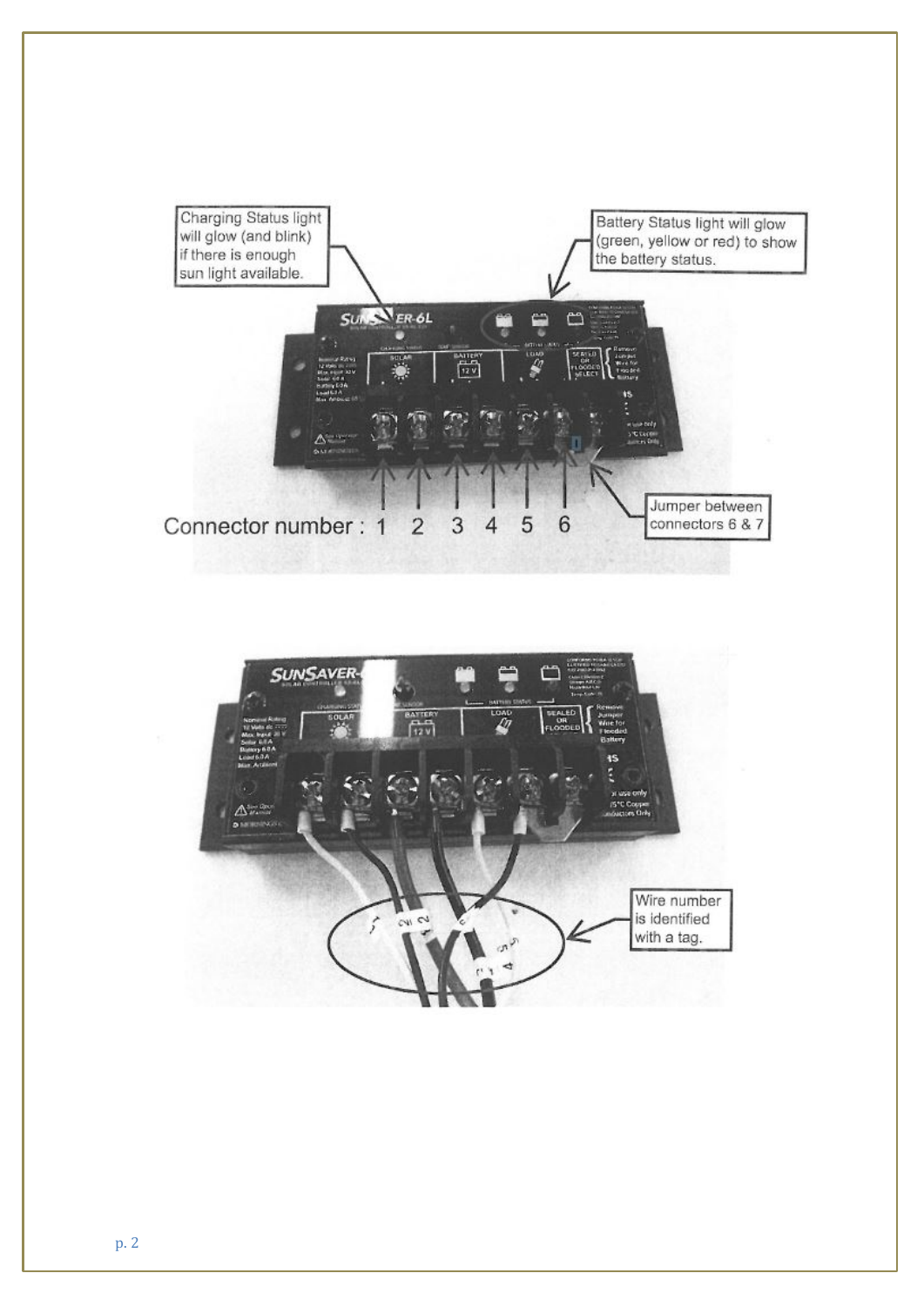Charging Status light will glow (and blink) if there is enough sun light available.

Battery Status light will glow (green, yellow or red) to show the battery status.

Connector number : 1 2 3 4 5 6

Jumper between connectors 6 & 7

Wire number is identified with a tag.